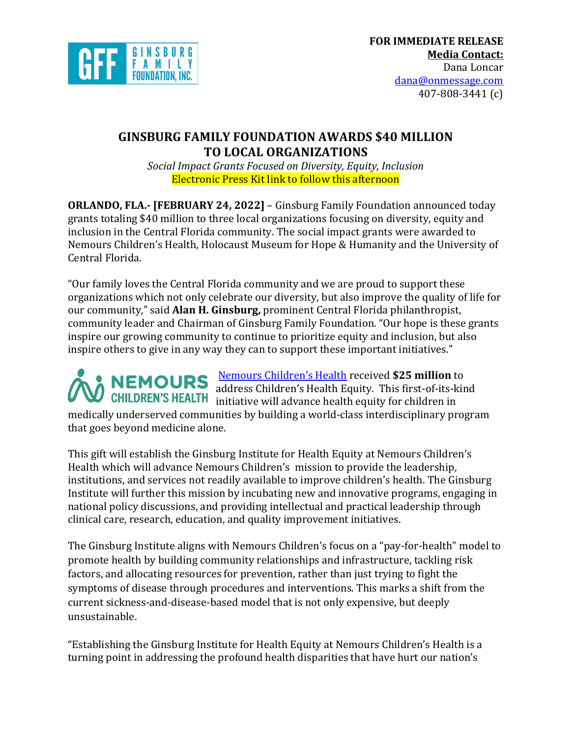GINSBURG FAMILY FOUNDATION, INC.

**FOR IMMEDIATE RELEASE**
**Media Contact:**
Dana Loncar
dana@onmessage.com
407-808-3441 (c)

# GINSBURG FAMILY FOUNDATION AWARDS $40 MILLION TO LOCAL ORGANIZATIONS

*Social Impact Grants Focused on Diversity, Equity, Inclusion*
Electronic Press Kit link to follow this afternoon

**ORLANDO, FLA.- [FEBRUARY 24, 2022]** – Ginsburg Family Foundation announced today grants totaling $40 million to three local organizations focusing on diversity, equity and inclusion in the Central Florida community. The social impact grants were awarded to Nemours Children's Health, Holocaust Museum for Hope & Humanity and the University of Central Florida.

"Our family loves the Central Florida community and we are proud to support these organizations which not only celebrate our diversity, but also improve the quality of life for our community," said **Alan H. Ginsburg,** prominent Central Florida philanthropist, community leader and Chairman of Ginsburg Family Foundation. "Our hope is these grants inspire our growing community to continue to prioritize equity and inclusion, but also inspire others to give in any way they can to support these important initiatives."

NEMOURS CHILDREN'S HEALTH

[Nemours Children's Health](Nemours Children's Health) received **$25 million** to address Children's Health Equity. This first-of-its-kind initiative will advance health equity for children in medically underserved communities by building a world-class interdisciplinary program that goes beyond medicine alone.

This gift will establish the Ginsburg Institute for Health Equity at Nemours Children's Health which will advance Nemours Children's mission to provide the leadership, institutions, and services not readily available to improve children's health. The Ginsburg Institute will further this mission by incubating new and innovative programs, engaging in national policy discussions, and providing intellectual and practical leadership through clinical care, research, education, and quality improvement initiatives.

The Ginsburg Institute aligns with Nemours Children's focus on a "pay-for-health" model to promote health by building community relationships and infrastructure, tackling risk factors, and allocating resources for prevention, rather than just trying to fight the symptoms of disease through procedures and interventions. This marks a shift from the current sickness-and-disease-based model that is not only expensive, but deeply unsustainable.

"Establishing the Ginsburg Institute for Health Equity at Nemours Children's Health is a turning point in addressing the profound health disparities that have hurt our nation's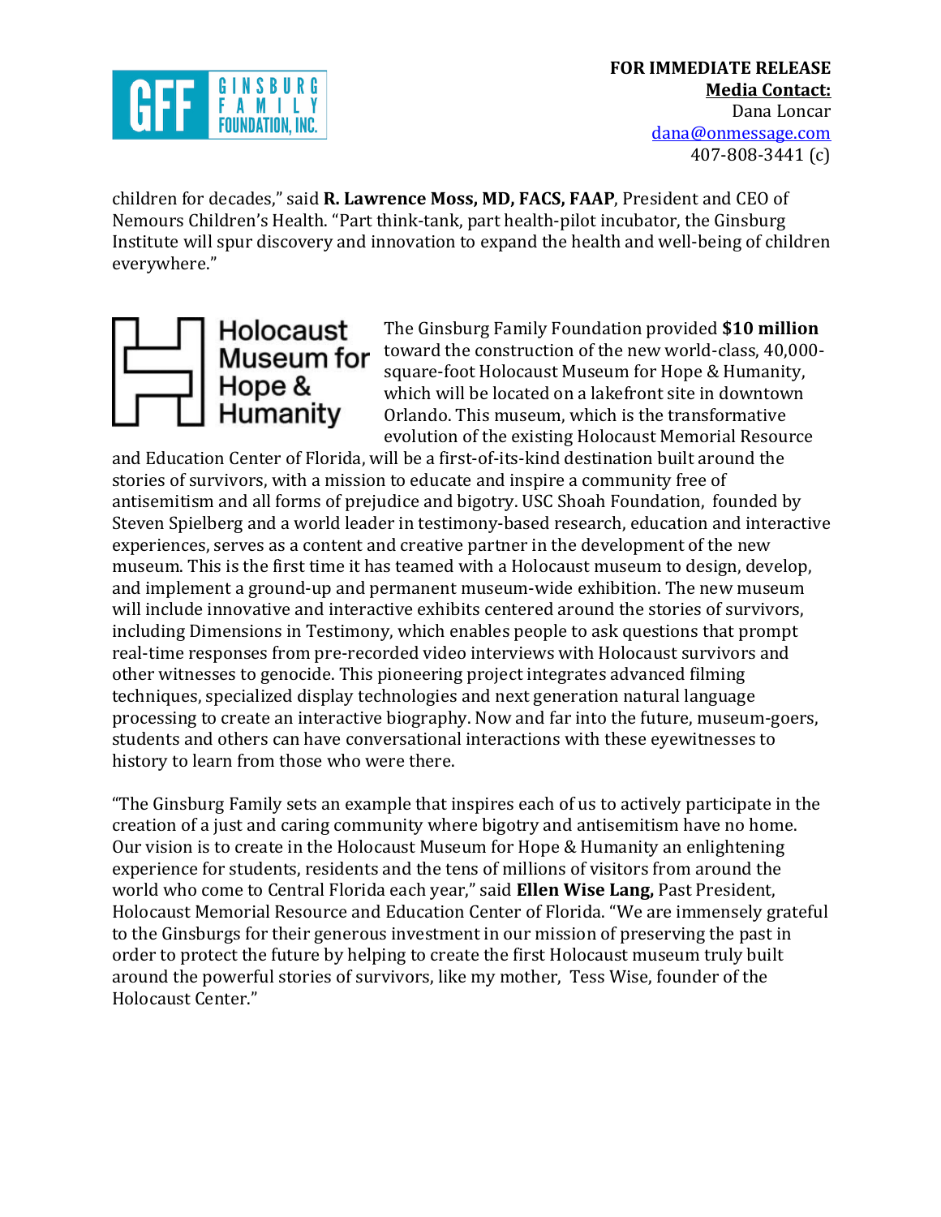children for decades," said **R. Lawrence Moss, MD, FACS, FAAP**, President and CEO of Nemours Children's Health. "Part think-tank, part health-pilot incubator, the Ginsburg Institute will spur discovery and innovation to expand the health and well-being of children everywhere."

The Ginsburg Family Foundation provided **$10 million** toward the construction of the new world-class, 40,000-square-foot Holocaust Museum for Hope & Humanity, which will be located on a lakefront site in downtown Orlando. This museum, which is the transformative evolution of the existing Holocaust Memorial Resource and Education Center of Florida, will be a first-of-its-kind destination built around the stories of survivors, with a mission to educate and inspire a community free of antisemitism and all forms of prejudice and bigotry. USC Shoah Foundation, founded by Steven Spielberg and a world leader in testimony-based research, education and interactive experiences, serves as a content and creative partner in the development of the new museum. This is the first time it has teamed with a Holocaust museum to design, develop, and implement a ground-up and permanent museum-wide exhibition. The new museum will include innovative and interactive exhibits centered around the stories of survivors, including Dimensions in Testimony, which enables people to ask questions that prompt real-time responses from pre-recorded video interviews with Holocaust survivors and other witnesses to genocide. This pioneering project integrates advanced filming techniques, specialized display technologies and next generation natural language processing to create an interactive biography. Now and far into the future, museum-goers, students and others can have conversational interactions with these eyewitnesses to history to learn from those who were there.

"The Ginsburg Family sets an example that inspires each of us to actively participate in the creation of a just and caring community where bigotry and antisemitism have no home. Our vision is to create in the Holocaust Museum for Hope & Humanity an enlightening experience for students, residents and the tens of millions of visitors from around the world who come to Central Florida each year," said **Ellen Wise Lang,** Past President, Holocaust Memorial Resource and Education Center of Florida. "We are immensely grateful to the Ginsburgs for their generous investment in our mission of preserving the past in order to protect the future by helping to create the first Holocaust museum truly built around the powerful stories of survivors, like my mother, Tess Wise, founder of the Holocaust Center."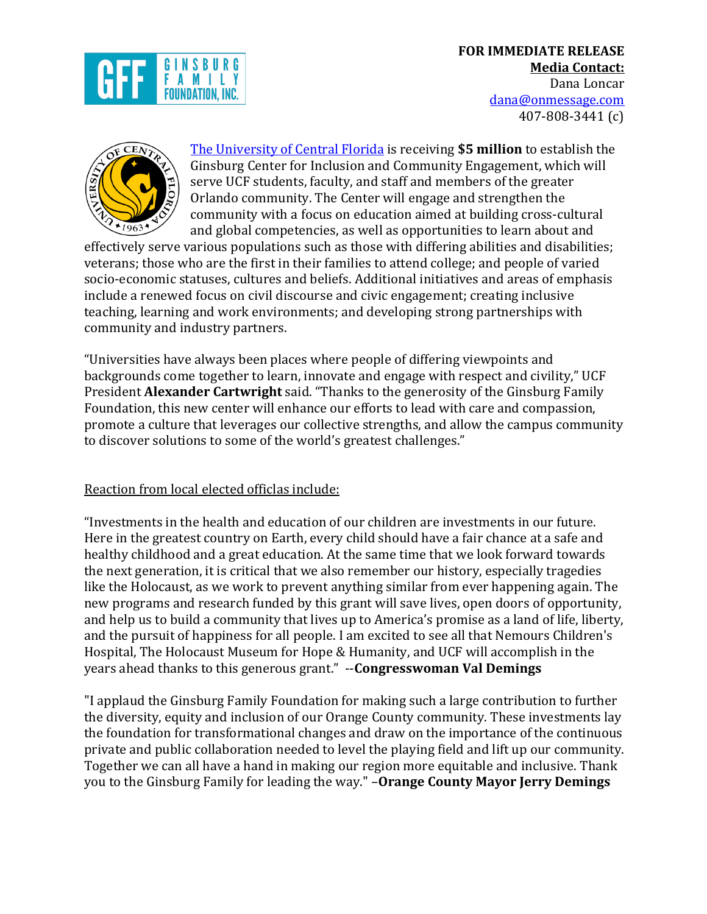**FOR IMMEDIATE RELEASE**
**Media Contact:**
Dana Loncar
dana@onmessage.com
407-808-3441 (c)

[The University of Central Florida](#) is receiving **$5 million** to establish the Ginsburg Center for Inclusion and Community Engagement, which will serve UCF students, faculty, and staff and members of the greater Orlando community. The Center will engage and strengthen the community with a focus on education aimed at building cross-cultural and global competencies, as well as opportunities to learn about and effectively serve various populations such as those with differing abilities and disabilities; veterans; those who are the first in their families to attend college; and people of varied socio-economic statuses, cultures and beliefs. Additional initiatives and areas of emphasis include a renewed focus on civil discourse and civic engagement; creating inclusive teaching, learning and work environments; and developing strong partnerships with community and industry partners.

"Universities have always been places where people of differing viewpoints and backgrounds come together to learn, innovate and engage with respect and civility," UCF President **Alexander Cartwright** said. "Thanks to the generosity of the Ginsburg Family Foundation, this new center will enhance our efforts to lead with care and compassion, promote a culture that leverages our collective strengths, and allow the campus community to discover solutions to some of the world's greatest challenges."

Reaction from local elected officlas include:

"Investments in the health and education of our children are investments in our future. Here in the greatest country on Earth, every child should have a fair chance at a safe and healthy childhood and a great education. At the same time that we look forward towards the next generation, it is critical that we also remember our history, especially tragedies like the Holocaust, as we work to prevent anything similar from ever happening again. The new programs and research funded by this grant will save lives, open doors of opportunity, and help us to build a community that lives up to America's promise as a land of life, liberty, and the pursuit of happiness for all people. I am excited to see all that Nemours Children's Hospital, The Holocaust Museum for Hope & Humanity, and UCF will accomplish in the years ahead thanks to this generous grant." --**Congresswoman Val Demings**

"I applaud the Ginsburg Family Foundation for making such a large contribution to further the diversity, equity and inclusion of our Orange County community. These investments lay the foundation for transformational changes and draw on the importance of the continuous private and public collaboration needed to level the playing field and lift up our community. Together we can all have a hand in making our region more equitable and inclusive. Thank you to the Ginsburg Family for leading the way." –**Orange County Mayor Jerry Demings**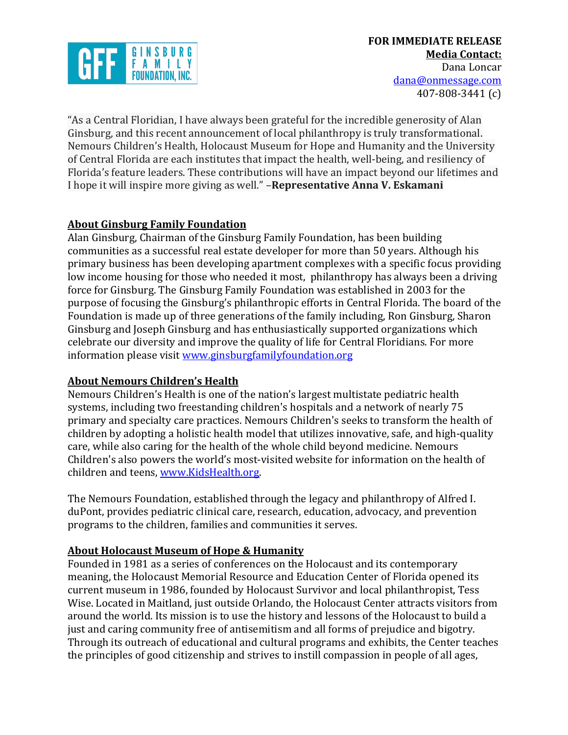**GFF GINSBURG FAMILY FOUNDATION, INC.**

**FOR IMMEDIATE RELEASE**
**Media Contact:**
Dana Loncar
[dana@onmessage.com](mailto:dana@onmessage.com)
407-808-3441 (c)

"As a Central Floridian, I have always been grateful for the incredible generosity of Alan Ginsburg, and this recent announcement of local philanthropy is truly transformational. Nemours Children's Health, Holocaust Museum for Hope and Humanity and the University of Central Florida are each institutes that impact the health, well-being, and resiliency of Florida's feature leaders. These contributions will have an impact beyond our lifetimes and I hope it will inspire more giving as well." –**Representative Anna V. Eskamani**

## About Ginsburg Family Foundation

Alan Ginsburg, Chairman of the Ginsburg Family Foundation, has been building communities as a successful real estate developer for more than 50 years. Although his primary business has been developing apartment complexes with a specific focus providing low income housing for those who needed it most, philanthropy has always been a driving force for Ginsburg. The Ginsburg Family Foundation was established in 2003 for the purpose of focusing the Ginsburg's philanthropic efforts in Central Florida. The board of the Foundation is made up of three generations of the family including, Ron Ginsburg, Sharon Ginsburg and Joseph Ginsburg and has enthusiastically supported organizations which celebrate our diversity and improve the quality of life for Central Floridians. For more information please visit [www.ginsburgfamilyfoundation.org](http://www.ginsburgfamilyfoundation.org)

## About Nemours Children's Health

Nemours Children's Health is one of the nation's largest multistate pediatric health systems, including two freestanding children's hospitals and a network of nearly 75 primary and specialty care practices. Nemours Children's seeks to transform the health of children by adopting a holistic health model that utilizes innovative, safe, and high-quality care, while also caring for the health of the whole child beyond medicine. Nemours Children's also powers the world's most-visited website for information on the health of children and teens, [www.KidsHealth.org](http://www.KidsHealth.org).

The Nemours Foundation, established through the legacy and philanthropy of Alfred I. duPont, provides pediatric clinical care, research, education, advocacy, and prevention programs to the children, families and communities it serves.

## About Holocaust Museum of Hope & Humanity

Founded in 1981 as a series of conferences on the Holocaust and its contemporary meaning, the Holocaust Memorial Resource and Education Center of Florida opened its current museum in 1986, founded by Holocaust Survivor and local philanthropist, Tess Wise. Located in Maitland, just outside Orlando, the Holocaust Center attracts visitors from around the world. Its mission is to use the history and lessons of the Holocaust to build a just and caring community free of antisemitism and all forms of prejudice and bigotry. Through its outreach of educational and cultural programs and exhibits, the Center teaches the principles of good citizenship and strives to instill compassion in people of all ages,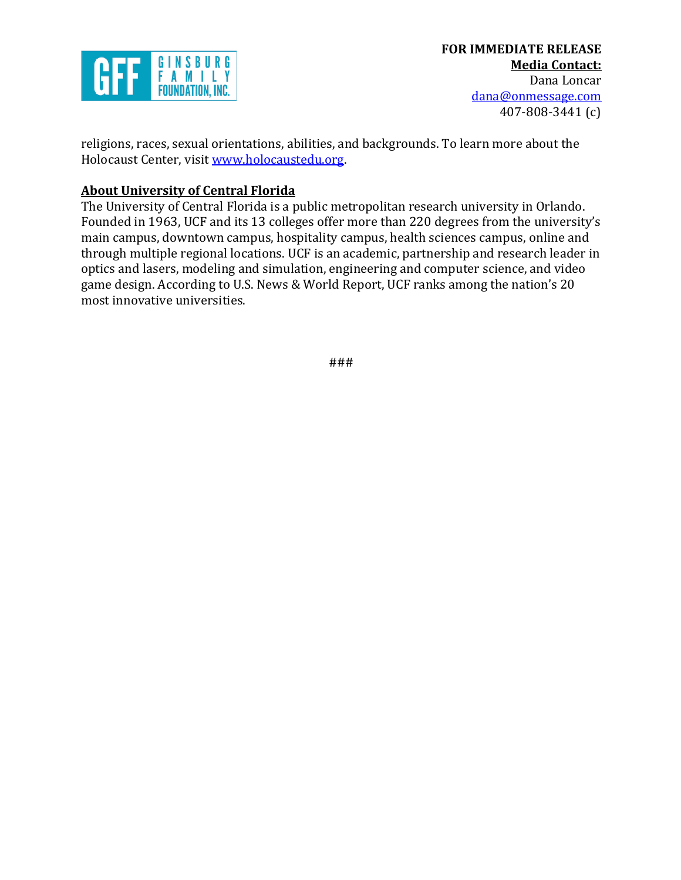**FOR IMMEDIATE RELEASE**
**Media Contact:**
Dana Loncar
dana@onmessage.com
407-808-3441 (c)

religions, races, sexual orientations, abilities, and backgrounds. To learn more about the Holocaust Center, visit www.holocaustedu.org.

**About University of Central Florida**

The University of Central Florida is a public metropolitan research university in Orlando. Founded in 1963, UCF and its 13 colleges offer more than 220 degrees from the university's main campus, downtown campus, hospitality campus, health sciences campus, online and through multiple regional locations. UCF is an academic, partnership and research leader in optics and lasers, modeling and simulation, engineering and computer science, and video game design. According to U.S. News & World Report, UCF ranks among the nation's 20 most innovative universities.

###